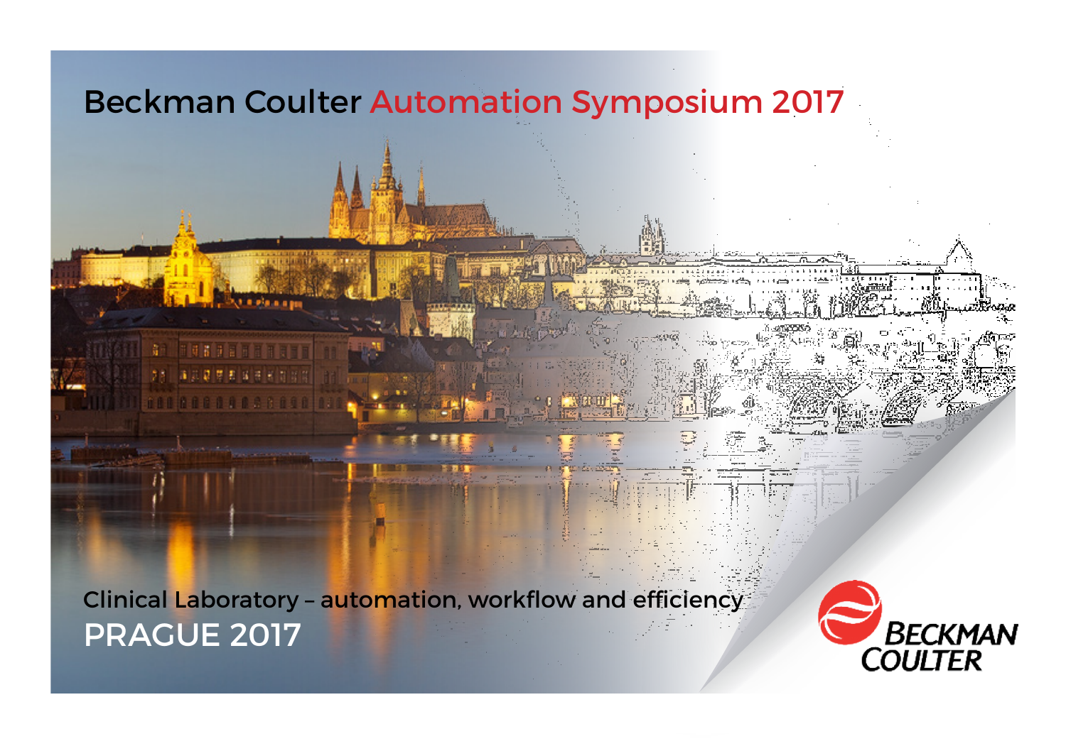# Beckman Coulter Automation Symposium 2017

Clinical Laboratory – automation, workflow and efficiency

PRAGUE 2017

BECKMAN COULTER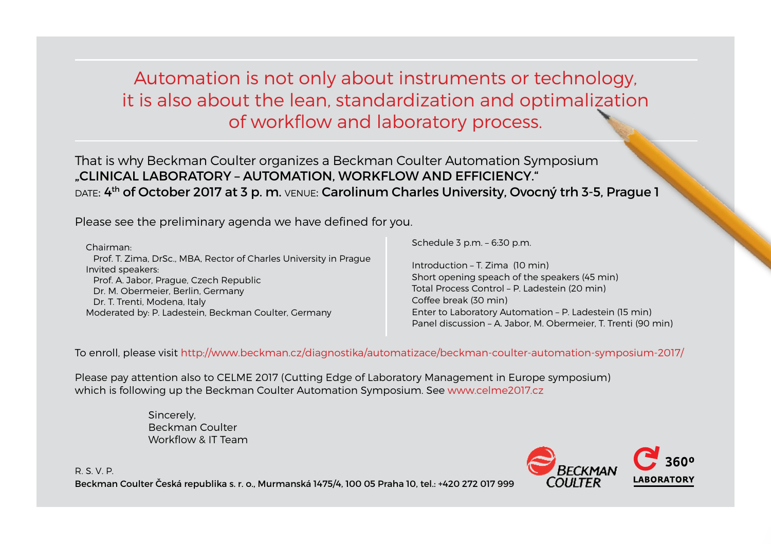Automation is not only about instruments or technology, it is also about the lean, standardization and optimalization of workflow and laboratory process.

That is why Beckman Coulter organizes a Beckman Coulter Automation Symposium
**„CLINICAL LABORATORY – AUTOMATION, WORKFLOW AND EFFICIENCY."**
DATE: **4th of October 2017 at 3 p. m.** VENUE: **Carolinum Charles University, Ovocný trh 3-5, Prague 1**

Please see the preliminary agenda we have defined for you.

Chairman:
- Prof. T. Zima, DrSc., MBA, Rector of Charles University in Prague

Invited speakers:
- Prof. A. Jabor, Prague, Czech Republic
- Dr. M. Obermeier, Berlin, Germany
- Dr. T. Trenti, Modena, Italy

Moderated by: P. Ladestein, Beckman Coulter, Germany

Schedule 3 p.m. – 6:30 p.m.

Introduction – T. Zima (10 min)
Short opening speach of the speakers (45 min)
Total Process Control – P. Ladestein (20 min)
Coffee break (30 min)
Enter to Laboratory Automation – P. Ladestein (15 min)
Panel discussion – A. Jabor, M. Obermeier, T. Trenti (90 min)

To enroll, please visit http://www.beckman.cz/diagnostika/automatizace/beckman-coulter-automation-symposium-2017/

Please pay attention also to CELME 2017 (Cutting Edge of Laboratory Management in Europe symposium) which is following up the Beckman Coulter Automation Symposium. See www.celme2017.cz

Sincerely,
Beckman Coulter
Workflow & IT Team

R. S. V. P.
**Beckman Coulter Česká republika s. r. o., Murmanská 1475/4, 100 05 Praha 10, tel.: +420 272 017 999**

BECKMAN COULTER

360° LABORATORY